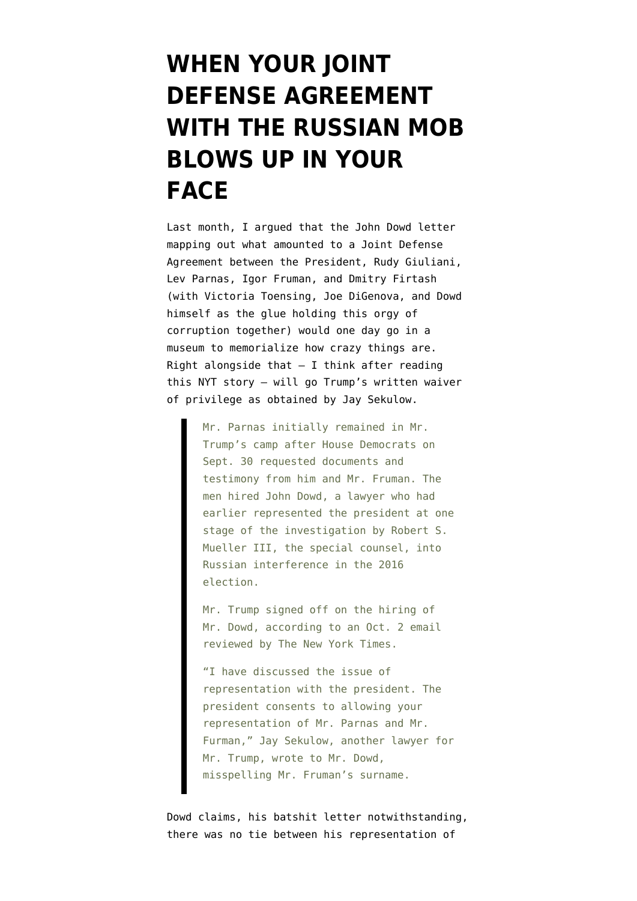# WHEN YOUR JOINT DEFENSE AGREEMENT WITH THE RUSSIAN MOB BLOWS UP IN YOUR FACE

Last month, I argued that the John Dowd letter mapping out what amounted to a Joint Defense Agreement between the President, Rudy Giuliani, Lev Parnas, Igor Fruman, and Dmitry Firtash (with Victoria Toensing, Joe DiGenova, and Dowd himself as the glue holding this orgy of corruption together) would one day go in a museum to memorialize how crazy things are. Right alongside that — I think after reading this NYT story — will go Trump's written waiver of privilege as obtained by Jay Sekulow.

> Mr. Parnas initially remained in Mr. Trump's camp after House Democrats on Sept. 30 requested documents and testimony from him and Mr. Fruman. The men hired John Dowd, a lawyer who had earlier represented the president at one stage of the investigation by Robert S. Mueller III, the special counsel, into Russian interference in the 2016 election.
>
> Mr. Trump signed off on the hiring of Mr. Dowd, according to an Oct. 2 email reviewed by The New York Times.
>
> "I have discussed the issue of representation with the president. The president consents to allowing your representation of Mr. Parnas and Mr. Furman," Jay Sekulow, another lawyer for Mr. Trump, wrote to Mr. Dowd, misspelling Mr. Fruman's surname.

Dowd claims, his batshit letter notwithstanding, there was no tie between his representation of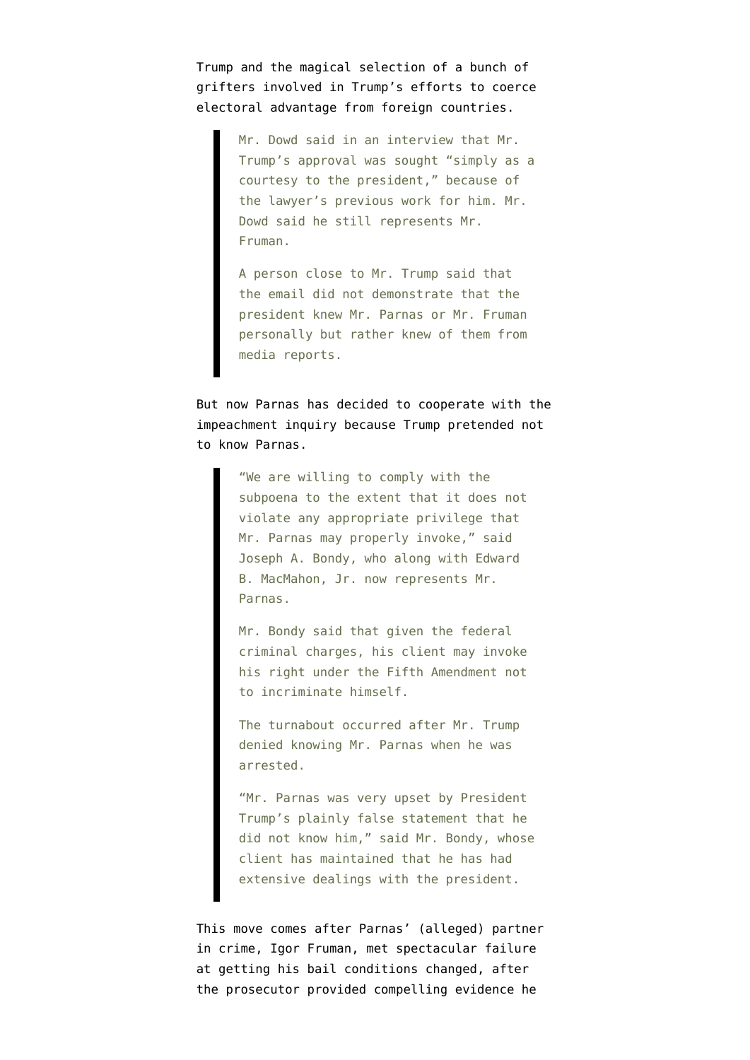Trump and the magical selection of a bunch of grifters involved in Trump's efforts to coerce electoral advantage from foreign countries.

> Mr. Dowd said in an interview that Mr. Trump's approval was sought "simply as a courtesy to the president," because of the lawyer's previous work for him. Mr. Dowd said he still represents Mr. Fruman.
>
> A person close to Mr. Trump said that the email did not demonstrate that the president knew Mr. Parnas or Mr. Fruman personally but rather knew of them from media reports.

But now Parnas has decided to cooperate with the impeachment inquiry because Trump pretended not to know Parnas.

> "We are willing to comply with the subpoena to the extent that it does not violate any appropriate privilege that Mr. Parnas may properly invoke," said Joseph A. Bondy, who along with Edward B. MacMahon, Jr. now represents Mr. Parnas.
>
> Mr. Bondy said that given the federal criminal charges, his client may invoke his right under the Fifth Amendment not to incriminate himself.
>
> The turnabout occurred after Mr. Trump denied knowing Mr. Parnas when he was arrested.
>
> "Mr. Parnas was very upset by President Trump's plainly false statement that he did not know him," said Mr. Bondy, whose client has maintained that he has had extensive dealings with the president.

This move comes after Parnas' (alleged) partner in crime, Igor Fruman, met spectacular failure at getting his bail conditions changed, after the prosecutor provided compelling evidence he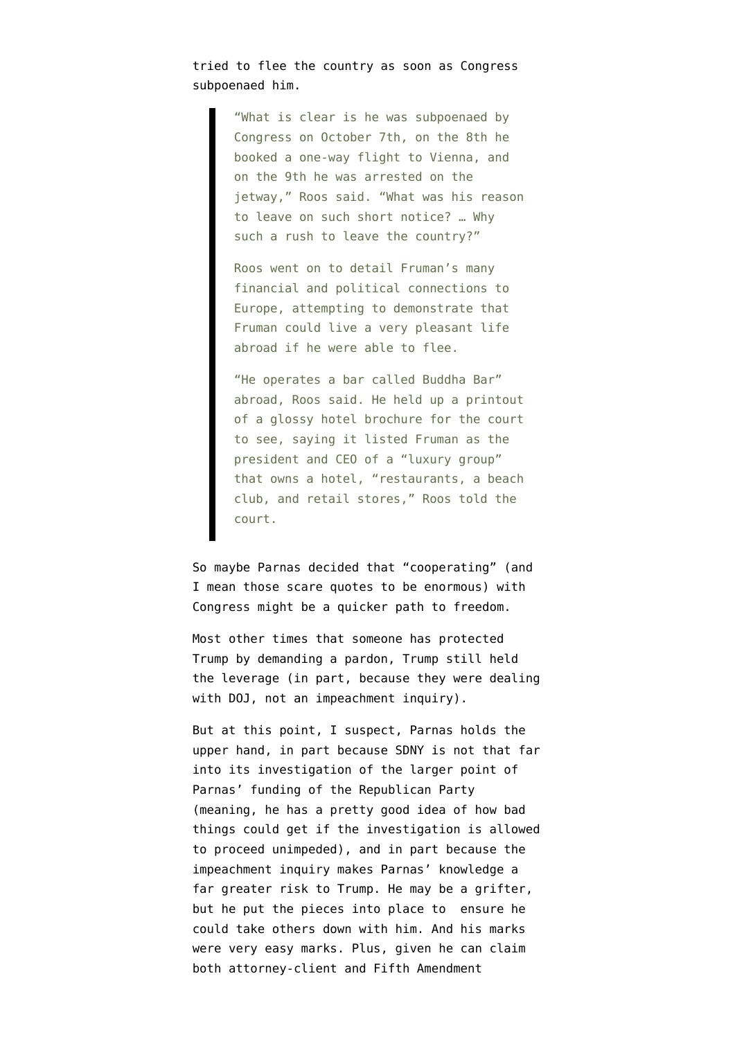tried to flee the country as soon as Congress subpoenaed him.

> "What is clear is he was subpoenaed by Congress on October 7th, on the 8th he booked a one-way flight to Vienna, and on the 9th he was arrested on the jetway," Roos said. "What was his reason to leave on such short notice? … Why such a rush to leave the country?"
>
> Roos went on to detail Fruman's many financial and political connections to Europe, attempting to demonstrate that Fruman could live a very pleasant life abroad if he were able to flee.
>
> "He operates a bar called Buddha Bar" abroad, Roos said. He held up a printout of a glossy hotel brochure for the court to see, saying it listed Fruman as the president and CEO of a "luxury group" that owns a hotel, "restaurants, a beach club, and retail stores," Roos told the court.

So maybe Parnas decided that "cooperating" (and I mean those scare quotes to be enormous) with Congress might be a quicker path to freedom.

Most other times that someone has protected Trump by demanding a pardon, Trump still held the leverage (in part, because they were dealing with DOJ, not an impeachment inquiry).

But at this point, I suspect, Parnas holds the upper hand, in part because SDNY is not that far into its investigation of the larger point of Parnas' funding of the Republican Party (meaning, he has a pretty good idea of how bad things could get if the investigation is allowed to proceed unimpeded), and in part because the impeachment inquiry makes Parnas' knowledge a far greater risk to Trump. He may be a grifter, but he put the pieces into place to ensure he could take others down with him. And his marks were very easy marks. Plus, given he can claim both attorney-client and Fifth Amendment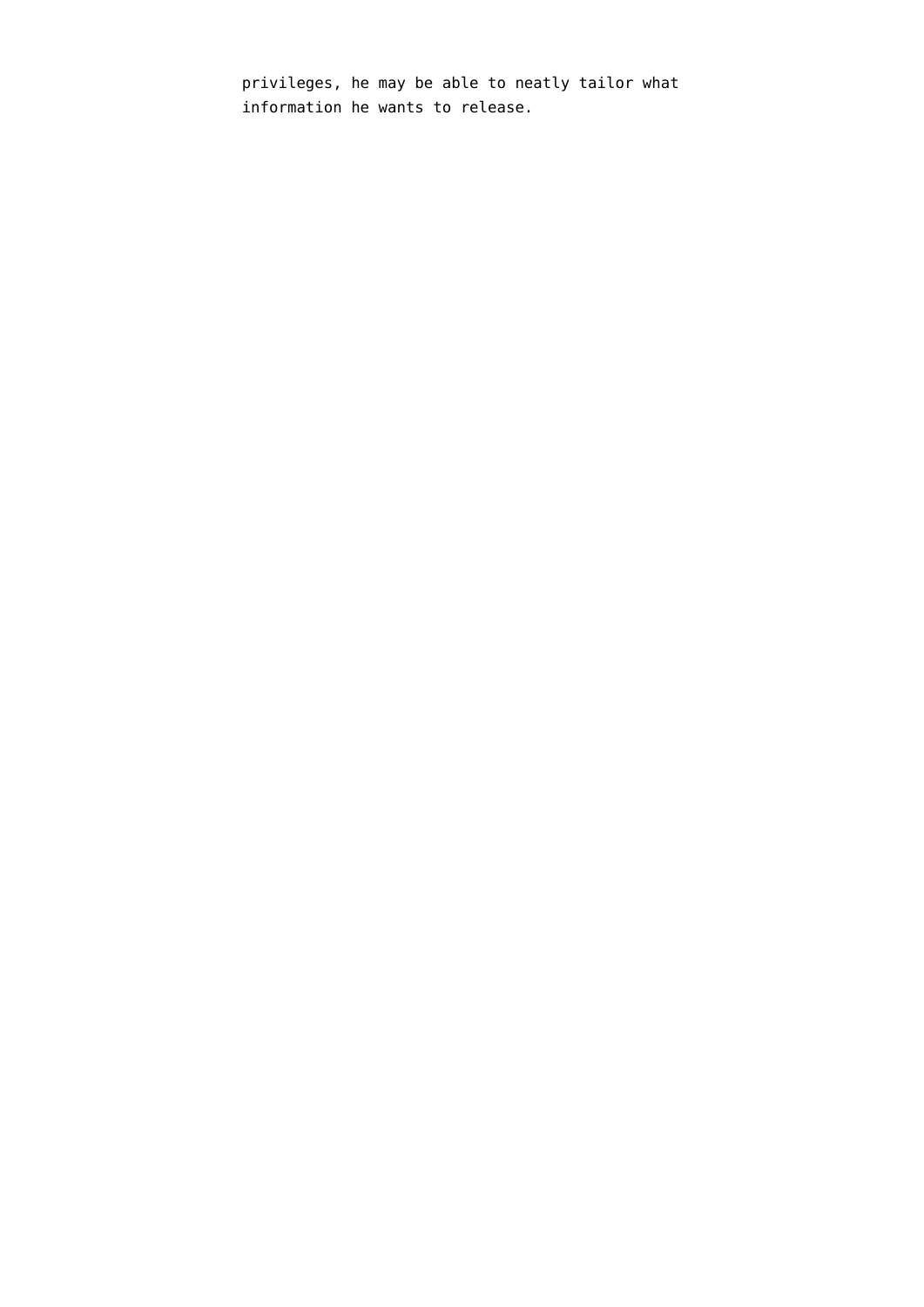privileges, he may be able to neatly tailor what information he wants to release.